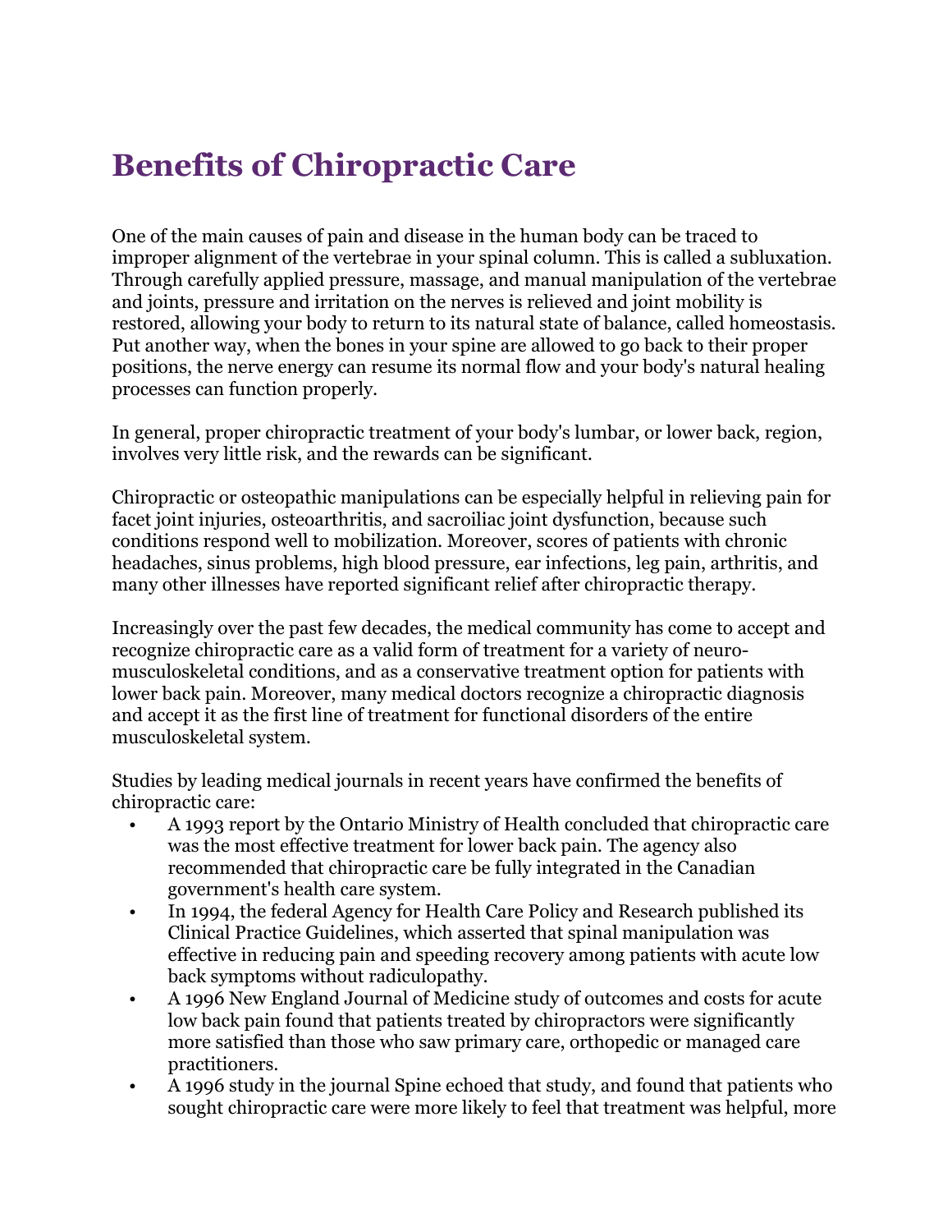# Benefits of Chiropractic Care

One of the main causes of pain and disease in the human body can be traced to improper alignment of the vertebrae in your spinal column. This is called a subluxation. Through carefully applied pressure, massage, and manual manipulation of the vertebrae and joints, pressure and irritation on the nerves is relieved and joint mobility is restored, allowing your body to return to its natural state of balance, called homeostasis. Put another way, when the bones in your spine are allowed to go back to their proper positions, the nerve energy can resume its normal flow and your body's natural healing processes can function properly.

In general, proper chiropractic treatment of your body's lumbar, or lower back, region, involves very little risk, and the rewards can be significant.

Chiropractic or osteopathic manipulations can be especially helpful in relieving pain for facet joint injuries, osteoarthritis, and sacroiliac joint dysfunction, because such conditions respond well to mobilization. Moreover, scores of patients with chronic headaches, sinus problems, high blood pressure, ear infections, leg pain, arthritis, and many other illnesses have reported significant relief after chiropractic therapy.

Increasingly over the past few decades, the medical community has come to accept and recognize chiropractic care as a valid form of treatment for a variety of neuro-musculoskeletal conditions, and as a conservative treatment option for patients with lower back pain. Moreover, many medical doctors recognize a chiropractic diagnosis and accept it as the first line of treatment for functional disorders of the entire musculoskeletal system.

Studies by leading medical journals in recent years have confirmed the benefits of chiropractic care:

- A 1993 report by the Ontario Ministry of Health concluded that chiropractic care was the most effective treatment for lower back pain. The agency also recommended that chiropractic care be fully integrated in the Canadian government's health care system.
- In 1994, the federal Agency for Health Care Policy and Research published its Clinical Practice Guidelines, which asserted that spinal manipulation was effective in reducing pain and speeding recovery among patients with acute low back symptoms without radiculopathy.
- A 1996 New England Journal of Medicine study of outcomes and costs for acute low back pain found that patients treated by chiropractors were significantly more satisfied than those who saw primary care, orthopedic or managed care practitioners.
- A 1996 study in the journal Spine echoed that study, and found that patients who sought chiropractic care were more likely to feel that treatment was helpful, more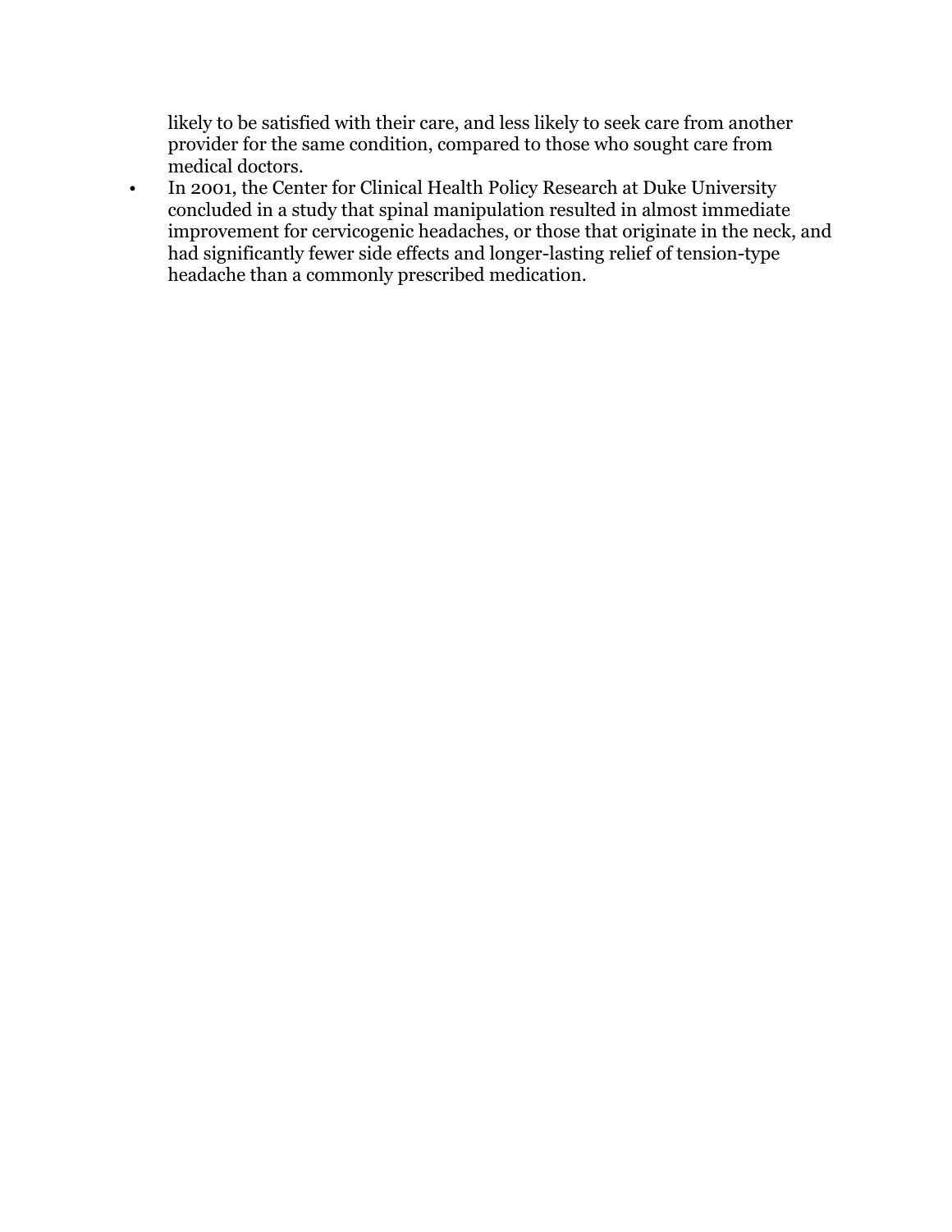likely to be satisfied with their care, and less likely to seek care from another provider for the same condition, compared to those who sought care from medical doctors.

- In 2001, the Center for Clinical Health Policy Research at Duke University concluded in a study that spinal manipulation resulted in almost immediate improvement for cervicogenic headaches, or those that originate in the neck, and had significantly fewer side effects and longer-lasting relief of tension-type headache than a commonly prescribed medication.